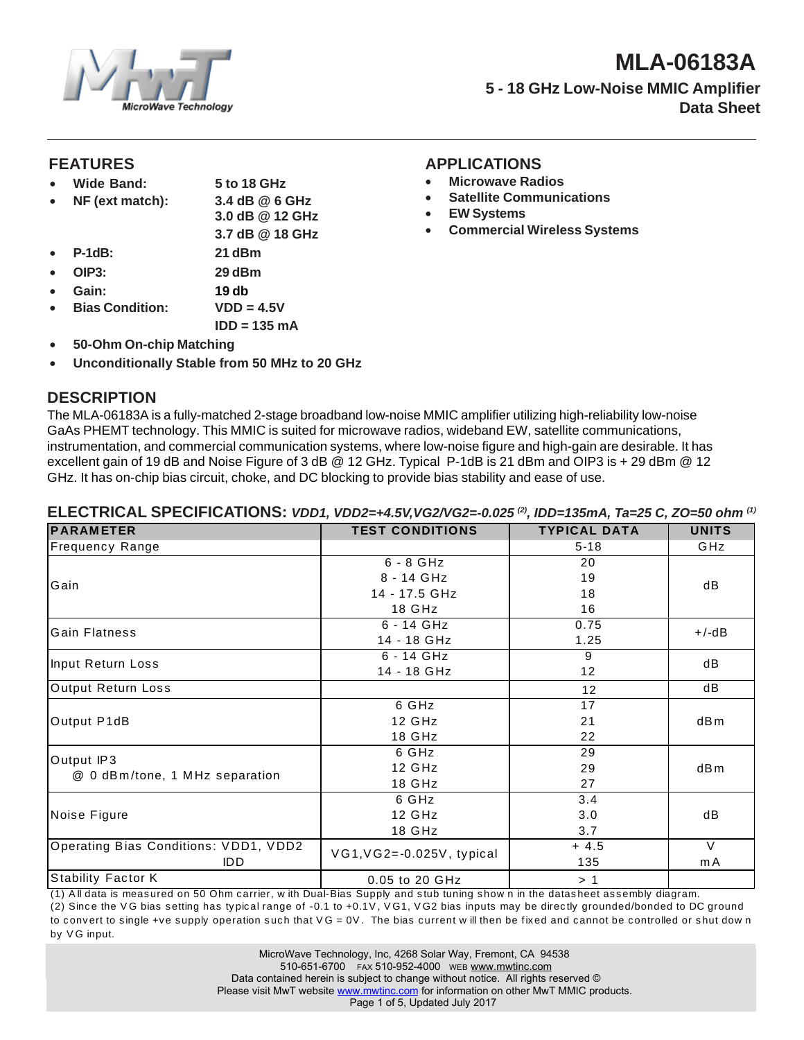# MLA-06183A

## 5 - 18 GHz Low-Noise MMIC Amplifier
## Data Sheet

## FEATURES

- **Wide Band:** **5 to 18 GHz**
- **NF (ext match):** **3.4 dB @ 6 GHz**
  **3.0 dB @ 12 GHz**
  **3.7 dB @ 18 GHz**
- **P-1dB:** **21 dBm**
- **OIP3:** **29 dBm**
- **Gain:** **19 db**
- **Bias Condition:** **VDD = 4.5V**
  **IDD = 135 mA**
- **50-Ohm On-chip Matching**
- **Unconditionally Stable from 50 MHz to 20 GHz**

## APPLICATIONS

- **Microwave Radios**
- **Satellite Communications**
- **EW Systems**
- **Commercial Wireless Systems**

## DESCRIPTION

The MLA-06183A is a fully-matched 2-stage broadband low-noise MMIC amplifier utilizing high-reliability low-noise GaAs PHEMT technology. This MMIC is suited for microwave radios, wideband EW, satellite communications, instrumentation, and commercial communication systems, where low-noise figure and high-gain are desirable. It has excellent gain of 19 dB and Noise Figure of 3 dB @ 12 GHz. Typical P-1dB is 21 dBm and OIP3 is + 29 dBm @ 12 GHz. It has on-chip bias circuit, choke, and DC blocking to provide bias stability and ease of use.

## ELECTRICAL SPECIFICATIONS: *VDD1, VDD2=+4.5V,VG2/VG2=-0.025 (2), IDD=135mA, Ta=25 C, ZO=50 ohm (1)*

| PARAMETER | TEST CONDITIONS | TYPICAL DATA | UNITS |
|---|---|---|---|
| Frequency Range | | 5-18 | GHz |
| Gain | 6 - 8 GHz | 20 | dB |
| | 8 - 14 GHz | 19 | |
| | 14 - 17.5 GHz | 18 | |
| | 18 GHz | 16 | |
| Gain Flatness | 6 - 14 GHz | 0.75 | +/-dB |
| | 14 - 18 GHz | 1.25 | |
| Input Return Loss | 6 - 14 GHz | 9 | dB |
| | 14 - 18 GHz | 12 | |
| Output Return Loss | | 12 | dB |
| Output P1dB | 6 GHz | 17 | dBm |
| | 12 GHz | 21 | |
| | 18 GHz | 22 | |
| Output IP3 @ 0 dBm/tone, 1 MHz separation | 6 GHz | 29 | dBm |
| | 12 GHz | 29 | |
| | 18 GHz | 27 | |
| Noise Figure | 6 GHz | 3.4 | dB |
| | 12 GHz | 3.0 | |
| | 18 GHz | 3.7 | |
| Operating Bias Conditions: VDD1, VDD2 | VG1,VG2=-0.025V, typical | + 4.5 | V |
| IDD | | 135 | mA |
| Stability Factor K | 0.05 to 20 GHz | > 1 | |

(1) All data is measured on 50 Ohm carrier, with Dual-Bias Supply and stub tuning shown in the datasheet assembly diagram.
(2) Since the VG bias setting has typical range of -0.1 to +0.1V, VG1, VG2 bias inputs may be directly grounded/bonded to DC ground to convert to single +ve supply operation such that VG = 0V. The bias current will then be fixed and cannot be controlled or shut down by VG input.

MicroWave Technology, Inc, 4268 Solar Way, Fremont, CA 94538
510-651-6700 FAX 510-952-4000 WEB www.mwtinc.com
Data contained herein is subject to change without notice. All rights reserved ©
Please visit MwT website www.mwtinc.com for information on other MwT MMIC products.
Updated July 2017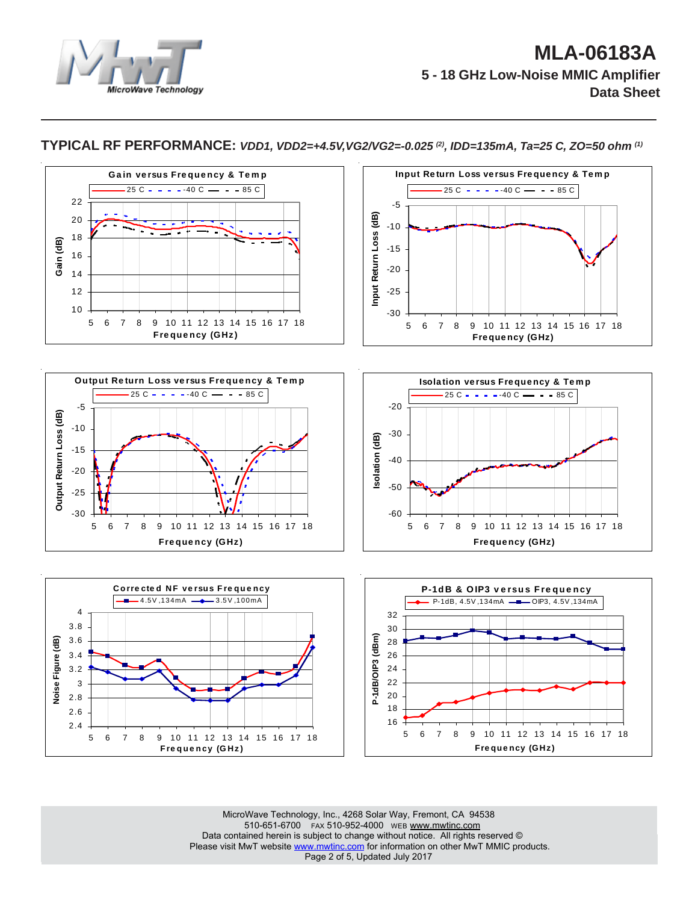## TYPICAL RF PERFORMANCE: *VDD1, VDD2=+4.5V,VG2/VG2=-0.025 (2), IDD=135mA, Ta=25 C, ZO=50 ohm (1)*

**Gain versus Frequency & Temp**

25 C, -40 C, 85 C

Gain (dB) vs Frequency (GHz)

**Input Return Loss versus Frequency & Temp**

25 C, -40 C, 85 C

Input Return Loss (dB) vs Frequency (GHz)

**Output Return Loss versus Frequency & Temp**

25 C, -40 C, 85 C

Output Return Loss (dB) vs Frequency (GHz)

**Isolation versus Frequency & Temp**

25 C, -40 C, 85 C

Isolation (dB) vs Frequency (GHz)

**Corrected NF versus Frequency**

4.5V,134mA; 3.5V,100mA

Noise Figure (dB) vs Frequency (GHz)

**P-1dB & OIP3 versus Frequency**

P-1dB, 4.5V,134mA; OIP3, 4.5V,134mA

P-1dB/OIP3 (dBm) vs Frequency (GHz)

MicroWave Technology, Inc., 4268 Solar Way, Fremont, CA 94538
510-651-6700 FAX 510-952-4000 WEB www.mwtinc.com
Data contained herein is subject to change without notice. All rights reserved ©
Please visit MwT website www.mwtinc.com for information on other MwT MMIC products.
Updated July 2017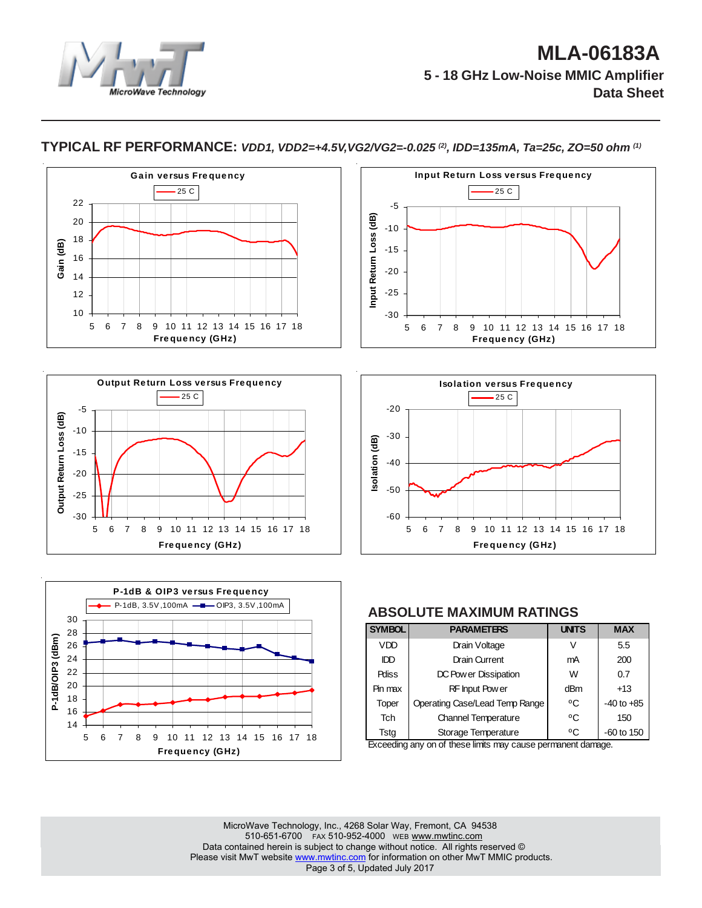**MLA-06183A**

**5 - 18 GHz Low-Noise MMIC Amplifier**

**Data Sheet**

## TYPICAL RF PERFORMANCE: *VDD1, VDD2=+4.5V,VG2/VG2=-0.025* [(2)]*, IDD=135mA, Ta=25c, ZO=50 ohm* [(1)]

Gain versus Frequency

Input Return Loss versus Frequency

Output Return Loss versus Frequency

Isolation versus Frequency

P-1dB & OIP3 versus Frequency

## ABSOLUTE MAXIMUM RATINGS

| SYMBOL | PARAMETERS | UNITS | MAX |
|---|---|---|---|
| VDD | Drain Voltage | V | 5.5 |
| IDD | Drain Current | mA | 200 |
| Pdiss | DC Power Dissipation | W | 0.7 |
| Pin max | RF Input Power | dBm | +13 |
| Toper | Operating Case/Lead Temp Range | ºC | -40 to +85 |
| Tch | Channel Temperature | ºC | 150 |
| Tstg | Storage Temperature | ºC | -60 to 150 |

Exceeding any on of these limits may cause permanent damage.

MicroWave Technology, Inc., 4268 Solar Way, Fremont, CA 94538
510-651-6700 FAX 510-952-4000 WEB www.mwtinc.com
Data contained herein is subject to change without notice. All rights reserved ©
Please visit MwT website www.mwtinc.com for information on other MwT MMIC products.
Updated July 2017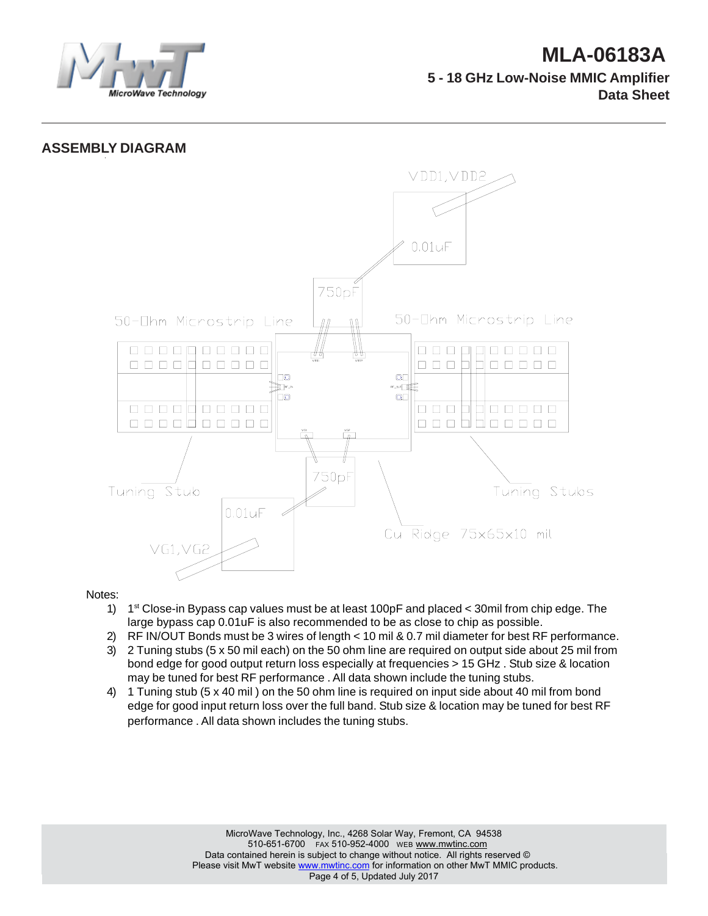## ASSEMBLY DIAGRAM

VDD1,VDD2

0.01uF

750pF

50-Ohm Microstrip Line

50-Ohm Microstrip Line

750pF

Tuning Stub

Tuning Stubs

0.01uF

Cu Ridge 75x65x10 mil

VG1,VG2

Notes:

1) 1st Close-in Bypass cap values must be at least 100pF and placed < 30mil from chip edge. The large bypass cap 0.01uF is also recommended to be as close to chip as possible.
2) RF IN/OUT Bonds must be 3 wires of length < 10 mil & 0.7 mil diameter for best RF performance.
3) 2 Tuning stubs (5 x 50 mil each) on the 50 ohm line are required on output side about 25 mil from bond edge for good output return loss especially at frequencies > 15 GHz . Stub size & location may be tuned for best RF performance . All data shown include the tuning stubs.
4) 1 Tuning stub (5 x 40 mil ) on the 50 ohm line is required on input side about 40 mil from bond edge for good input return loss over the full band. Stub size & location may be tuned for best RF performance . All data shown includes the tuning stubs.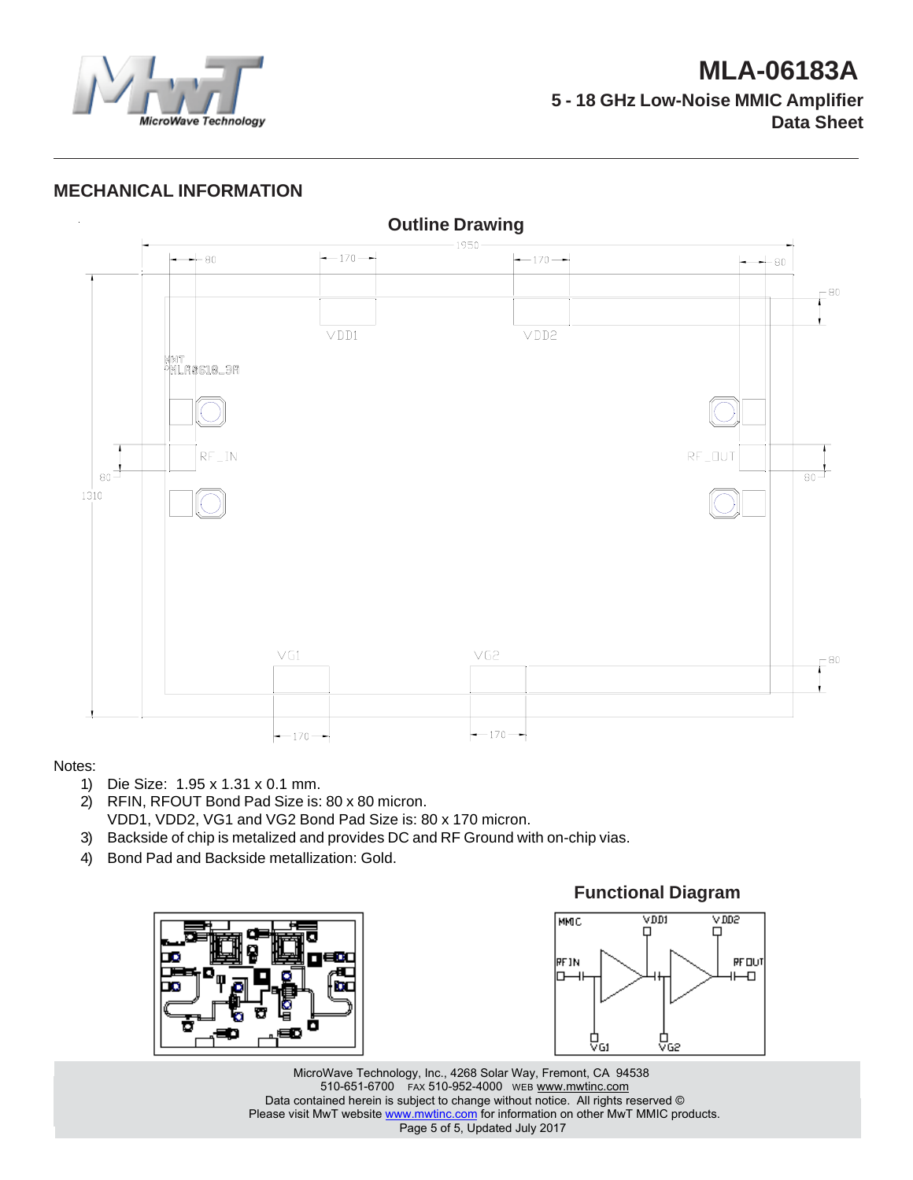## MECHANICAL INFORMATION

### Outline Drawing

1950
80
170
170
80
80
VDD1
VDD2
MWT
MLA0618_3A
RF_IN
RF_OUT
80
80
1310
VG1
VG2
80
170
170

Notes:

1) Die Size: 1.95 x 1.31 x 0.1 mm.
2) RFIN, RFOUT Bond Pad Size is: 80 x 80 micron.
   VDD1, VDD2, VG1 and VG2 Bond Pad Size is: 80 x 170 micron.
3) Backside of chip is metalized and provides DC and RF Ground with on-chip vias.
4) Bond Pad and Backside metallization: Gold.

### Functional Diagram

MMIC
VDD1
VDD2
RFIN
RFOUT
VG1
VG2

MicroWave Technology, Inc., 4268 Solar Way, Fremont, CA 94538
510-651-6700 FAX 510-952-4000 WEB www.mwtinc.com
Data contained herein is subject to change without notice. All rights reserved ©
Please visit MwT website www.mwtinc.com for information on other MwT MMIC products.
Updated July 2017